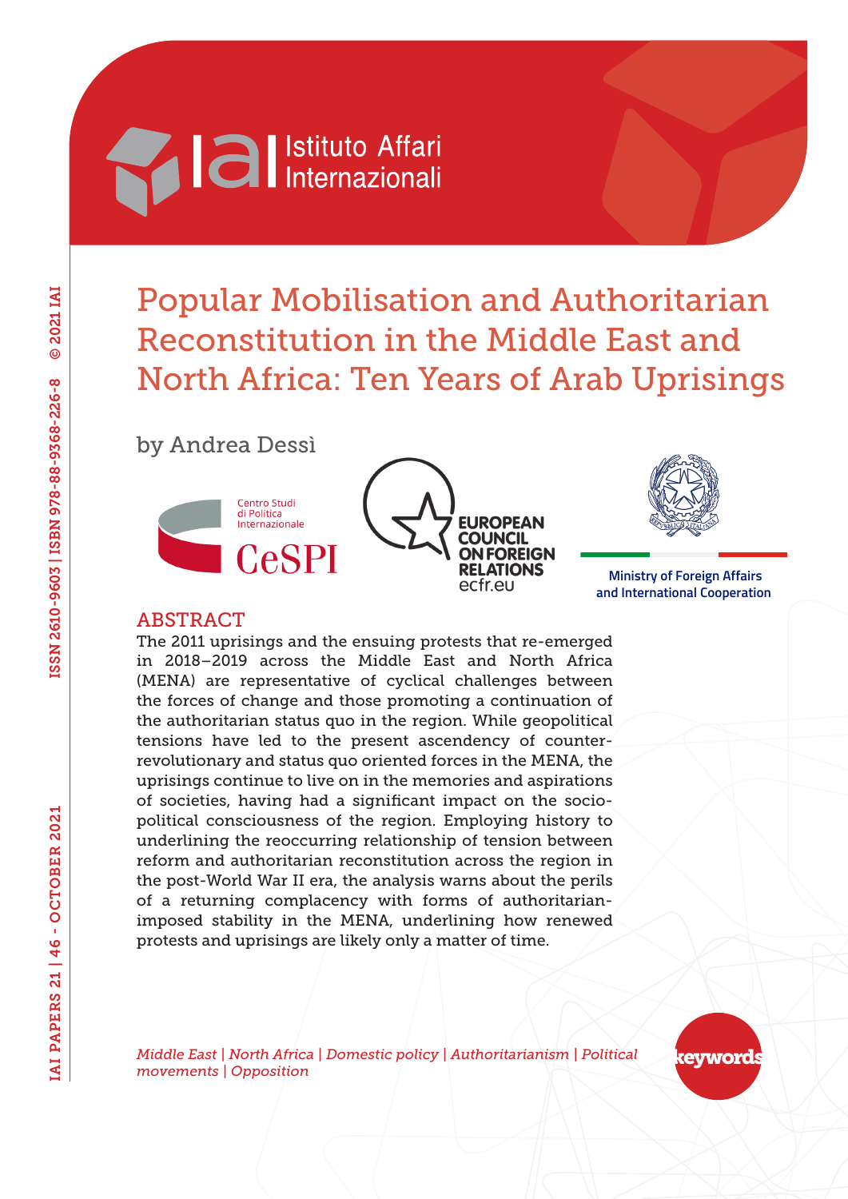# Popular Mobilisation and Authoritarian Reconstitution in the Middle East and North Africa: Ten Years of Arab Uprisings

by Andrea Dessì

## ABSTRACT

The 2011 uprisings and the ensuing protests that re-emerged in 2018–2019 across the Middle East and North Africa (MENA) are representative of cyclical challenges between the forces of change and those promoting a continuation of the authoritarian status quo in the region. While geopolitical tensions have led to the present ascendancy of counter-revolutionary and status quo oriented forces in the MENA, the uprisings continue to live on in the memories and aspirations of societies, having had a significant impact on the socio-political consciousness of the region. Employing history to underlining the reoccurring relationship of tension between reform and authoritarian reconstitution across the region in the post-World War II era, the analysis warns about the perils of a returning complacency with forms of authoritarian-imposed stability in the MENA, underlining how renewed protests and uprisings are likely only a matter of time.

*Middle East | North Africa | Domestic policy | Authoritarianism | Political movements | Opposition*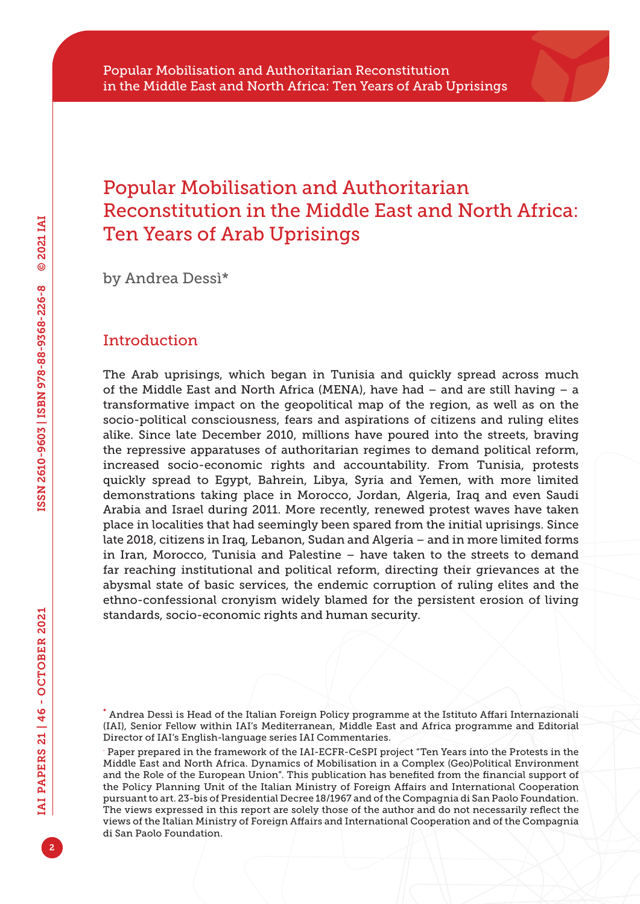# Popular Mobilisation and Authoritarian Reconstitution in the Middle East and North Africa: Ten Years of Arab Uprisings

by Andrea Dessì*

## Introduction

The Arab uprisings, which began in Tunisia and quickly spread across much of the Middle East and North Africa (MENA), have had – and are still having – a transformative impact on the geopolitical map of the region, as well as on the socio-political consciousness, fears and aspirations of citizens and ruling elites alike. Since late December 2010, millions have poured into the streets, braving the repressive apparatuses of authoritarian regimes to demand political reform, increased socio-economic rights and accountability. From Tunisia, protests quickly spread to Egypt, Bahrein, Libya, Syria and Yemen, with more limited demonstrations taking place in Morocco, Jordan, Algeria, Iraq and even Saudi Arabia and Israel during 2011. More recently, renewed protest waves have taken place in localities that had seemingly been spared from the initial uprisings. Since late 2018, citizens in Iraq, Lebanon, Sudan and Algeria – and in more limited forms in Iran, Morocco, Tunisia and Palestine – have taken to the streets to demand far reaching institutional and political reform, directing their grievances at the abysmal state of basic services, the endemic corruption of ruling elites and the ethno-confessional cronyism widely blamed for the persistent erosion of living standards, socio-economic rights and human security.

* Andrea Dessì is Head of the Italian Foreign Policy programme at the Istituto Affari Internazionali (IAI), Senior Fellow within IAI's Mediterranean, Middle East and Africa programme and Editorial Director of IAI's English-language series IAI Commentaries.

. Paper prepared in the framework of the IAI-ECFR-CeSPI project "Ten Years into the Protests in the Middle East and North Africa. Dynamics of Mobilisation in a Complex (Geo)Political Environment and the Role of the European Union". This publication has benefited from the financial support of the Policy Planning Unit of the Italian Ministry of Foreign Affairs and International Cooperation pursuant to art. 23-bis of Presidential Decree 18/1967 and of the Compagnia di San Paolo Foundation. The views expressed in this report are solely those of the author and do not necessarily reflect the views of the Italian Ministry of Foreign Affairs and International Cooperation and of the Compagnia di San Paolo Foundation.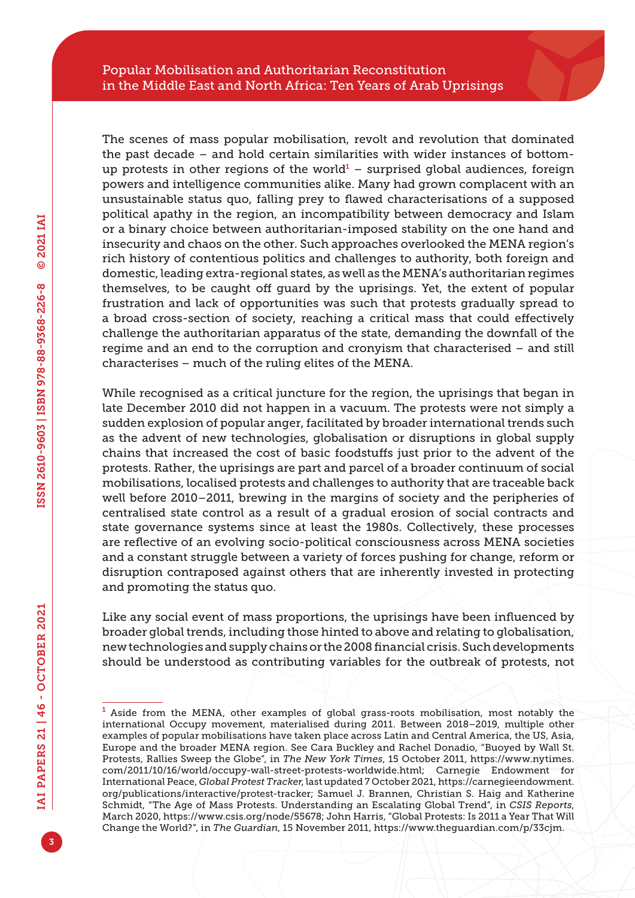The scenes of mass popular mobilisation, revolt and revolution that dominated the past decade – and hold certain similarities with wider instances of bottom-up protests in other regions of the world[1] – surprised global audiences, foreign powers and intelligence communities alike. Many had grown complacent with an unsustainable status quo, falling prey to flawed characterisations of a supposed political apathy in the region, an incompatibility between democracy and Islam or a binary choice between authoritarian-imposed stability on the one hand and insecurity and chaos on the other. Such approaches overlooked the MENA region's rich history of contentious politics and challenges to authority, both foreign and domestic, leading extra-regional states, as well as the MENA's authoritarian regimes themselves, to be caught off guard by the uprisings. Yet, the extent of popular frustration and lack of opportunities was such that protests gradually spread to a broad cross-section of society, reaching a critical mass that could effectively challenge the authoritarian apparatus of the state, demanding the downfall of the regime and an end to the corruption and cronyism that characterised – and still characterises – much of the ruling elites of the MENA.

While recognised as a critical juncture for the region, the uprisings that began in late December 2010 did not happen in a vacuum. The protests were not simply a sudden explosion of popular anger, facilitated by broader international trends such as the advent of new technologies, globalisation or disruptions in global supply chains that increased the cost of basic foodstuffs just prior to the advent of the protests. Rather, the uprisings are part and parcel of a broader continuum of social mobilisations, localised protests and challenges to authority that are traceable back well before 2010–2011, brewing in the margins of society and the peripheries of centralised state control as a result of a gradual erosion of social contracts and state governance systems since at least the 1980s. Collectively, these processes are reflective of an evolving socio-political consciousness across MENA societies and a constant struggle between a variety of forces pushing for change, reform or disruption contraposed against others that are inherently invested in protecting and promoting the status quo.

Like any social event of mass proportions, the uprisings have been influenced by broader global trends, including those hinted to above and relating to globalisation, new technologies and supply chains or the 2008 financial crisis. Such developments should be understood as contributing variables for the outbreak of protests, not

---

[1] Aside from the MENA, other examples of global grass-roots mobilisation, most notably the international Occupy movement, materialised during 2011. Between 2018–2019, multiple other examples of popular mobilisations have taken place across Latin and Central America, the US, Asia, Europe and the broader MENA region. See Cara Buckley and Rachel Donadio, "Buoyed by Wall St. Protests, Rallies Sweep the Globe", in *The New York Times*, 15 October 2011, https://www.nytimes.com/2011/10/16/world/occupy-wall-street-protests-worldwide.html; Carnegie Endowment for International Peace, *Global Protest Tracker*, last updated 7 October 2021, https://carnegieendowment.org/publications/interactive/protest-tracker; Samuel J. Brannen, Christian S. Haig and Katherine Schmidt, "The Age of Mass Protests. Understanding an Escalating Global Trend", in *CSIS Reports*, March 2020, https://www.csis.org/node/55678; John Harris, "Global Protests: Is 2011 a Year That Will Change the World?", in *The Guardian*, 15 November 2011, https://www.theguardian.com/p/33cjm.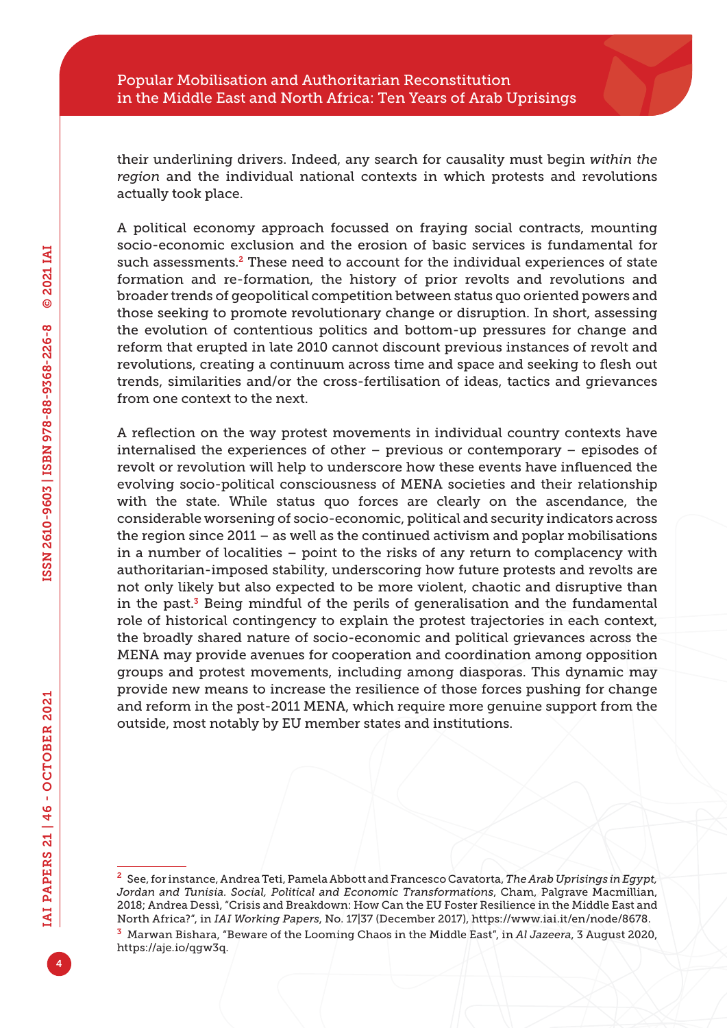their underlining drivers. Indeed, any search for causality must begin *within the region* and the individual national contexts in which protests and revolutions actually took place.

A political economy approach focussed on fraying social contracts, mounting socio-economic exclusion and the erosion of basic services is fundamental for such assessments.[2] These need to account for the individual experiences of state formation and re-formation, the history of prior revolts and revolutions and broader trends of geopolitical competition between status quo oriented powers and those seeking to promote revolutionary change or disruption. In short, assessing the evolution of contentious politics and bottom-up pressures for change and reform that erupted in late 2010 cannot discount previous instances of revolt and revolutions, creating a continuum across time and space and seeking to flesh out trends, similarities and/or the cross-fertilisation of ideas, tactics and grievances from one context to the next.

A reflection on the way protest movements in individual country contexts have internalised the experiences of other – previous or contemporary – episodes of revolt or revolution will help to underscore how these events have influenced the evolving socio-political consciousness of MENA societies and their relationship with the state. While status quo forces are clearly on the ascendance, the considerable worsening of socio-economic, political and security indicators across the region since 2011 – as well as the continued activism and poplar mobilisations in a number of localities – point to the risks of any return to complacency with authoritarian-imposed stability, underscoring how future protests and revolts are not only likely but also expected to be more violent, chaotic and disruptive than in the past.[3] Being mindful of the perils of generalisation and the fundamental role of historical contingency to explain the protest trajectories in each context, the broadly shared nature of socio-economic and political grievances across the MENA may provide avenues for cooperation and coordination among opposition groups and protest movements, including among diasporas. This dynamic may provide new means to increase the resilience of those forces pushing for change and reform in the post-2011 MENA, which require more genuine support from the outside, most notably by EU member states and institutions.

---

[2] See, for instance, Andrea Teti, Pamela Abbott and Francesco Cavatorta, *The Arab Uprisings in Egypt, Jordan and Tunisia. Social, Political and Economic Transformations*, Cham, Palgrave Macmillian, 2018; Andrea Dessì, "Crisis and Breakdown: How Can the EU Foster Resilience in the Middle East and North Africa?", in *IAI Working Papers*, No. 17|37 (December 2017), https://www.iai.it/en/node/8678.

[3] Marwan Bishara, "Beware of the Looming Chaos in the Middle East", in *Al Jazeera*, 3 August 2020, https://aje.io/qgw3q.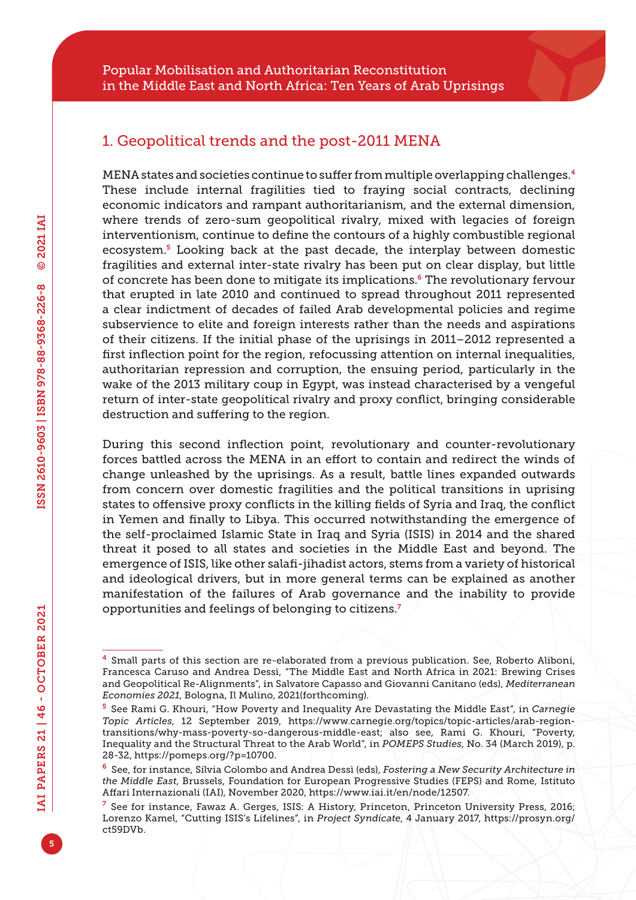## 1. Geopolitical trends and the post-2011 MENA

MENA states and societies continue to suffer from multiple overlapping challenges.[4] These include internal fragilities tied to fraying social contracts, declining economic indicators and rampant authoritarianism, and the external dimension, where trends of zero-sum geopolitical rivalry, mixed with legacies of foreign interventionism, continue to define the contours of a highly combustible regional ecosystem.[5] Looking back at the past decade, the interplay between domestic fragilities and external inter-state rivalry has been put on clear display, but little of concrete has been done to mitigate its implications.[6] The revolutionary fervour that erupted in late 2010 and continued to spread throughout 2011 represented a clear indictment of decades of failed Arab developmental policies and regime subservience to elite and foreign interests rather than the needs and aspirations of their citizens. If the initial phase of the uprisings in 2011–2012 represented a first inflection point for the region, refocussing attention on internal inequalities, authoritarian repression and corruption, the ensuing period, particularly in the wake of the 2013 military coup in Egypt, was instead characterised by a vengeful return of inter-state geopolitical rivalry and proxy conflict, bringing considerable destruction and suffering to the region.

During this second inflection point, revolutionary and counter-revolutionary forces battled across the MENA in an effort to contain and redirect the winds of change unleashed by the uprisings. As a result, battle lines expanded outwards from concern over domestic fragilities and the political transitions in uprising states to offensive proxy conflicts in the killing fields of Syria and Iraq, the conflict in Yemen and finally to Libya. This occurred notwithstanding the emergence of the self-proclaimed Islamic State in Iraq and Syria (ISIS) in 2014 and the shared threat it posed to all states and societies in the Middle East and beyond. The emergence of ISIS, like other salafi-jihadist actors, stems from a variety of historical and ideological drivers, but in more general terms can be explained as another manifestation of the failures of Arab governance and the inability to provide opportunities and feelings of belonging to citizens.[7]

---

[4] Small parts of this section are re-elaborated from a previous publication. See, Roberto Aliboni, Francesca Caruso and Andrea Dessì, "The Middle East and North Africa in 2021: Brewing Crises and Geopolitical Re-Alignments", in Salvatore Capasso and Giovanni Canitano (eds), *Mediterranean Economies 2021*, Bologna, Il Mulino, 2021(forthcoming).

[5] See Rami G. Khouri, "How Poverty and Inequality Are Devastating the Middle East", in *Carnegie Topic Articles*, 12 September 2019, https://www.carnegie.org/topics/topic-articles/arab-region-transitions/why-mass-poverty-so-dangerous-middle-east; also see, Rami G. Khouri, "Poverty, Inequality and the Structural Threat to the Arab World", in *POMEPS Studies*, No. 34 (March 2019), p. 28-32, https://pomeps.org/?p=10700.

[6] See, for instance, Silvia Colombo and Andrea Dessì (eds), *Fostering a New Security Architecture in the Middle East*, Brussels, Foundation for European Progressive Studies (FEPS) and Rome, Istituto Affari Internazionali (IAI), November 2020, https://www.iai.it/en/node/12507.

[7] See for instance, Fawaz A. Gerges, ISIS: A History, Princeton, Princeton University Press, 2016; Lorenzo Kamel, "Cutting ISIS's Lifelines", in *Project Syndicate*, 4 January 2017, https://prosyn.org/ct59DVb.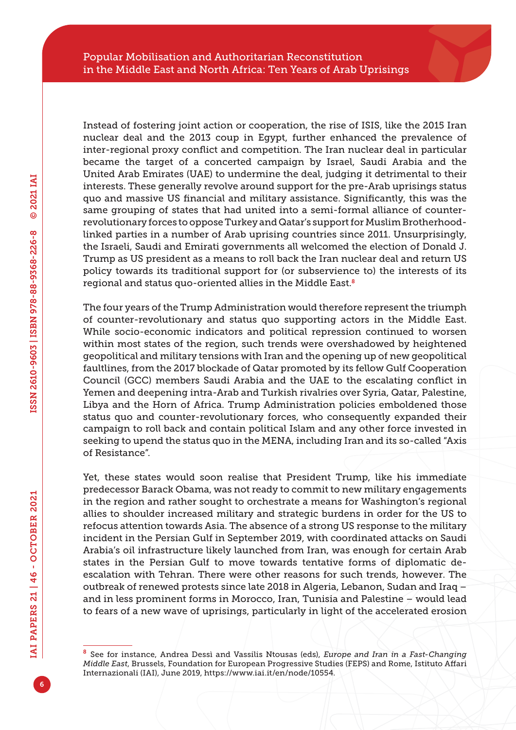Instead of fostering joint action or cooperation, the rise of ISIS, like the 2015 Iran nuclear deal and the 2013 coup in Egypt, further enhanced the prevalence of inter-regional proxy conflict and competition. The Iran nuclear deal in particular became the target of a concerted campaign by Israel, Saudi Arabia and the United Arab Emirates (UAE) to undermine the deal, judging it detrimental to their interests. These generally revolve around support for the pre-Arab uprisings status quo and massive US financial and military assistance. Significantly, this was the same grouping of states that had united into a semi-formal alliance of counter-revolutionary forces to oppose Turkey and Qatar's support for Muslim Brotherhood-linked parties in a number of Arab uprising countries since 2011. Unsurprisingly, the Israeli, Saudi and Emirati governments all welcomed the election of Donald J. Trump as US president as a means to roll back the Iran nuclear deal and return US policy towards its traditional support for (or subservience to) the interests of its regional and status quo-oriented allies in the Middle East.[8]

The four years of the Trump Administration would therefore represent the triumph of counter-revolutionary and status quo supporting actors in the Middle East. While socio-economic indicators and political repression continued to worsen within most states of the region, such trends were overshadowed by heightened geopolitical and military tensions with Iran and the opening up of new geopolitical faultlines, from the 2017 blockade of Qatar promoted by its fellow Gulf Cooperation Council (GCC) members Saudi Arabia and the UAE to the escalating conflict in Yemen and deepening intra-Arab and Turkish rivalries over Syria, Qatar, Palestine, Libya and the Horn of Africa. Trump Administration policies emboldened those status quo and counter-revolutionary forces, who consequently expanded their campaign to roll back and contain political Islam and any other force invested in seeking to upend the status quo in the MENA, including Iran and its so-called "Axis of Resistance".

Yet, these states would soon realise that President Trump, like his immediate predecessor Barack Obama, was not ready to commit to new military engagements in the region and rather sought to orchestrate a means for Washington's regional allies to shoulder increased military and strategic burdens in order for the US to refocus attention towards Asia. The absence of a strong US response to the military incident in the Persian Gulf in September 2019, with coordinated attacks on Saudi Arabia's oil infrastructure likely launched from Iran, was enough for certain Arab states in the Persian Gulf to move towards tentative forms of diplomatic de-escalation with Tehran. There were other reasons for such trends, however. The outbreak of renewed protests since late 2018 in Algeria, Lebanon, Sudan and Iraq – and in less prominent forms in Morocco, Iran, Tunisia and Palestine – would lead to fears of a new wave of uprisings, particularly in light of the accelerated erosion

---

[8] See for instance, Andrea Dessì and Vassilis Ntousas (eds), *Europe and Iran in a Fast-Changing Middle East*, Brussels, Foundation for European Progressive Studies (FEPS) and Rome, Istituto Affari Internazionali (IAI), June 2019, https://www.iai.it/en/node/10554.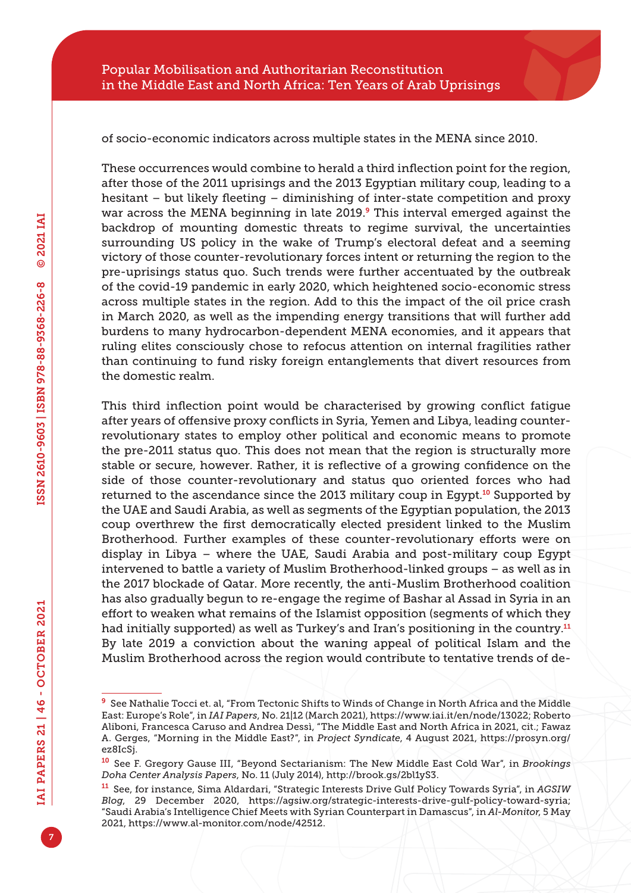of socio-economic indicators across multiple states in the MENA since 2010.

These occurrences would combine to herald a third inflection point for the region, after those of the 2011 uprisings and the 2013 Egyptian military coup, leading to a hesitant – but likely fleeting – diminishing of inter-state competition and proxy war across the MENA beginning in late 2019.[9] This interval emerged against the backdrop of mounting domestic threats to regime survival, the uncertainties surrounding US policy in the wake of Trump's electoral defeat and a seeming victory of those counter-revolutionary forces intent or returning the region to the pre-uprisings status quo. Such trends were further accentuated by the outbreak of the covid-19 pandemic in early 2020, which heightened socio-economic stress across multiple states in the region. Add to this the impact of the oil price crash in March 2020, as well as the impending energy transitions that will further add burdens to many hydrocarbon-dependent MENA economies, and it appears that ruling elites consciously chose to refocus attention on internal fragilities rather than continuing to fund risky foreign entanglements that divert resources from the domestic realm.

This third inflection point would be characterised by growing conflict fatigue after years of offensive proxy conflicts in Syria, Yemen and Libya, leading counter-revolutionary states to employ other political and economic means to promote the pre-2011 status quo. This does not mean that the region is structurally more stable or secure, however. Rather, it is reflective of a growing confidence on the side of those counter-revolutionary and status quo oriented forces who had returned to the ascendance since the 2013 military coup in Egypt.[10] Supported by the UAE and Saudi Arabia, as well as segments of the Egyptian population, the 2013 coup overthrew the first democratically elected president linked to the Muslim Brotherhood. Further examples of these counter-revolutionary efforts were on display in Libya – where the UAE, Saudi Arabia and post-military coup Egypt intervened to battle a variety of Muslim Brotherhood-linked groups – as well as in the 2017 blockade of Qatar. More recently, the anti-Muslim Brotherhood coalition has also gradually begun to re-engage the regime of Bashar al Assad in Syria in an effort to weaken what remains of the Islamist opposition (segments of which they had initially supported) as well as Turkey's and Iran's positioning in the country.[11] By late 2019 a conviction about the waning appeal of political Islam and the Muslim Brotherhood across the region would contribute to tentative trends of de-

---

[9] See Nathalie Tocci et. al, "From Tectonic Shifts to Winds of Change in North Africa and the Middle East: Europe's Role", in *IAI Papers*, No. 21|12 (March 2021), https://www.iai.it/en/node/13022; Roberto Aliboni, Francesca Caruso and Andrea Dessì, "The Middle East and North Africa in 2021, cit.; Fawaz A. Gerges, "Morning in the Middle East?", in *Project Syndicate*, 4 August 2021, https://prosyn.org/ez8IcSj.

[10] See F. Gregory Gause III, "Beyond Sectarianism: The New Middle East Cold War", in *Brookings Doha Center Analysis Papers*, No. 11 (July 2014), http://brook.gs/2bl1yS3.

[11] See, for instance, Sima Aldardari, "Strategic Interests Drive Gulf Policy Towards Syria", in *AGSIW Blog*, 29 December 2020, https://agsiw.org/strategic-interests-drive-gulf-policy-toward-syria; "Saudi Arabia's Intelligence Chief Meets with Syrian Counterpart in Damascus", in *Al-Monitor*, 5 May 2021, https://www.al-monitor.com/node/42512.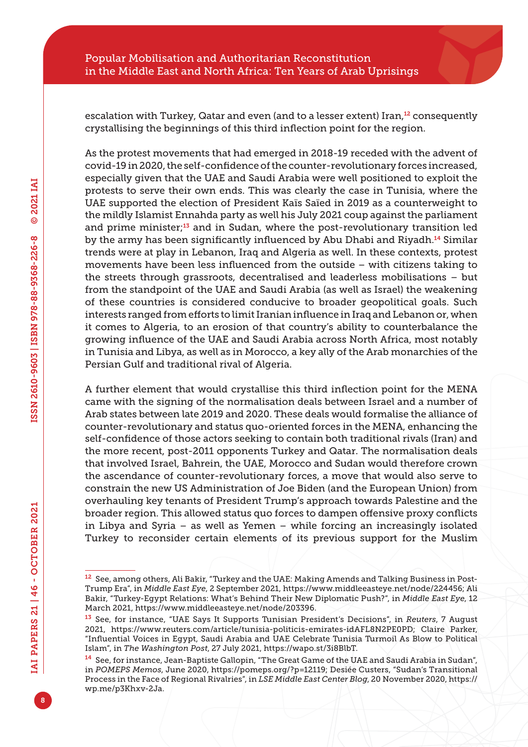escalation with Turkey, Qatar and even (and to a lesser extent) Iran,[12] consequently crystallising the beginnings of this third inflection point for the region.

As the protest movements that had emerged in 2018-19 receded with the advent of covid-19 in 2020, the self-confidence of the counter-revolutionary forces increased, especially given that the UAE and Saudi Arabia were well positioned to exploit the protests to serve their own ends. This was clearly the case in Tunisia, where the UAE supported the election of President Kaïs Saïed in 2019 as a counterweight to the mildly Islamist Ennahda party as well his July 2021 coup against the parliament and prime minister;[13] and in Sudan, where the post-revolutionary transition led by the army has been significantly influenced by Abu Dhabi and Riyadh.[14] Similar trends were at play in Lebanon, Iraq and Algeria as well. In these contexts, protest movements have been less influenced from the outside – with citizens taking to the streets through grassroots, decentralised and leaderless mobilisations – but from the standpoint of the UAE and Saudi Arabia (as well as Israel) the weakening of these countries is considered conducive to broader geopolitical goals. Such interests ranged from efforts to limit Iranian influence in Iraq and Lebanon or, when it comes to Algeria, to an erosion of that country's ability to counterbalance the growing influence of the UAE and Saudi Arabia across North Africa, most notably in Tunisia and Libya, as well as in Morocco, a key ally of the Arab monarchies of the Persian Gulf and traditional rival of Algeria.

A further element that would crystallise this third inflection point for the MENA came with the signing of the normalisation deals between Israel and a number of Arab states between late 2019 and 2020. These deals would formalise the alliance of counter-revolutionary and status quo-oriented forces in the MENA, enhancing the self-confidence of those actors seeking to contain both traditional rivals (Iran) and the more recent, post-2011 opponents Turkey and Qatar. The normalisation deals that involved Israel, Bahrein, the UAE, Morocco and Sudan would therefore crown the ascendance of counter-revolutionary forces, a move that would also serve to constrain the new US Administration of Joe Biden (and the European Union) from overhauling key tenants of President Trump's approach towards Palestine and the broader region. This allowed status quo forces to dampen offensive proxy conflicts in Libya and Syria – as well as Yemen – while forcing an increasingly isolated Turkey to reconsider certain elements of its previous support for the Muslim

---

[12] See, among others, Ali Bakir, "Turkey and the UAE: Making Amends and Talking Business in Post-Trump Era", in *Middle East Eye*, 2 September 2021, https://www.middleeasteye.net/node/224456; Ali Bakir, "Turkey-Egypt Relations: What's Behind Their New Diplomatic Push?", in *Middle East Eye*, 12 March 2021, https://www.middleeasteye.net/node/203396.

[13] See, for instance, "UAE Says It Supports Tunisian President's Decisions", in *Reuters*, 7 August 2021, https://www.reuters.com/article/tunisia-politicis-emirates-idAFL8N2PE0PD; Claire Parker, "Influential Voices in Egypt, Saudi Arabia and UAE Celebrate Tunisia Turmoil As Blow to Political Islam", in *The Washington Post*, 27 July 2021, https://wapo.st/3i8BlbT.

[14] See, for instance, Jean-Baptiste Gallopin, "The Great Game of the UAE and Saudi Arabia in Sudan", in *POMEPS Memos*, June 2020, https://pomeps.org/?p=12119; Desiée Custers, "Sudan's Transitional Process in the Face of Regional Rivalries", in *LSE Middle East Center Blog*, 20 November 2020, https://wp.me/p3Khxv-2Ja.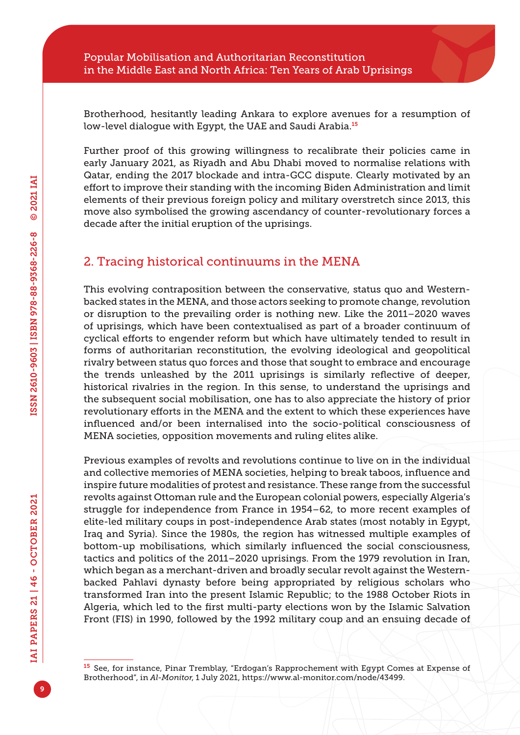Brotherhood, hesitantly leading Ankara to explore avenues for a resumption of low-level dialogue with Egypt, the UAE and Saudi Arabia.[15]

Further proof of this growing willingness to recalibrate their policies came in early January 2021, as Riyadh and Abu Dhabi moved to normalise relations with Qatar, ending the 2017 blockade and intra-GCC dispute. Clearly motivated by an effort to improve their standing with the incoming Biden Administration and limit elements of their previous foreign policy and military overstretch since 2013, this move also symbolised the growing ascendancy of counter-revolutionary forces a decade after the initial eruption of the uprisings.

## 2. Tracing historical continuums in the MENA

This evolving contraposition between the conservative, status quo and Western-backed states in the MENA, and those actors seeking to promote change, revolution or disruption to the prevailing order is nothing new. Like the 2011–2020 waves of uprisings, which have been contextualised as part of a broader continuum of cyclical efforts to engender reform but which have ultimately tended to result in forms of authoritarian reconstitution, the evolving ideological and geopolitical rivalry between status quo forces and those that sought to embrace and encourage the trends unleashed by the 2011 uprisings is similarly reflective of deeper, historical rivalries in the region. In this sense, to understand the uprisings and the subsequent social mobilisation, one has to also appreciate the history of prior revolutionary efforts in the MENA and the extent to which these experiences have influenced and/or been internalised into the socio-political consciousness of MENA societies, opposition movements and ruling elites alike.

Previous examples of revolts and revolutions continue to live on in the individual and collective memories of MENA societies, helping to break taboos, influence and inspire future modalities of protest and resistance. These range from the successful revolts against Ottoman rule and the European colonial powers, especially Algeria's struggle for independence from France in 1954–62, to more recent examples of elite-led military coups in post-independence Arab states (most notably in Egypt, Iraq and Syria). Since the 1980s, the region has witnessed multiple examples of bottom-up mobilisations, which similarly influenced the social consciousness, tactics and politics of the 2011–2020 uprisings. From the 1979 revolution in Iran, which began as a merchant-driven and broadly secular revolt against the Western-backed Pahlavi dynasty before being appropriated by religious scholars who transformed Iran into the present Islamic Republic; to the 1988 October Riots in Algeria, which led to the first multi-party elections won by the Islamic Salvation Front (FIS) in 1990, followed by the 1992 military coup and an ensuing decade of

---

[15] See, for instance, Pinar Tremblay, "Erdogan's Rapprochement with Egypt Comes at Expense of Brotherhood", in *Al-Monitor*, 1 July 2021, https://www.al-monitor.com/node/43499.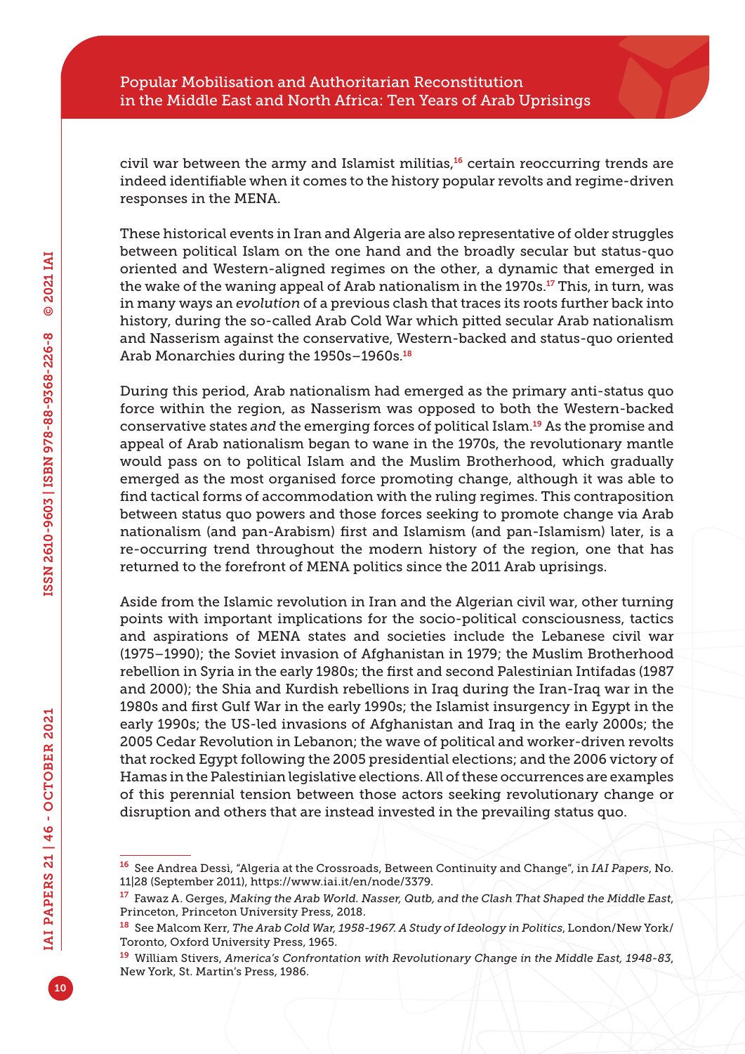civil war between the army and Islamist militias,[16] certain reoccurring trends are indeed identifiable when it comes to the history popular revolts and regime-driven responses in the MENA.

These historical events in Iran and Algeria are also representative of older struggles between political Islam on the one hand and the broadly secular but status-quo oriented and Western-aligned regimes on the other, a dynamic that emerged in the wake of the waning appeal of Arab nationalism in the 1970s.[17] This, in turn, was in many ways an *evolution* of a previous clash that traces its roots further back into history, during the so-called Arab Cold War which pitted secular Arab nationalism and Nasserism against the conservative, Western-backed and status-quo oriented Arab Monarchies during the 1950s–1960s.[18]

During this period, Arab nationalism had emerged as the primary anti-status quo force within the region, as Nasserism was opposed to both the Western-backed conservative states *and* the emerging forces of political Islam.[19] As the promise and appeal of Arab nationalism began to wane in the 1970s, the revolutionary mantle would pass on to political Islam and the Muslim Brotherhood, which gradually emerged as the most organised force promoting change, although it was able to find tactical forms of accommodation with the ruling regimes. This contraposition between status quo powers and those forces seeking to promote change via Arab nationalism (and pan-Arabism) first and Islamism (and pan-Islamism) later, is a re-occurring trend throughout the modern history of the region, one that has returned to the forefront of MENA politics since the 2011 Arab uprisings.

Aside from the Islamic revolution in Iran and the Algerian civil war, other turning points with important implications for the socio-political consciousness, tactics and aspirations of MENA states and societies include the Lebanese civil war (1975–1990); the Soviet invasion of Afghanistan in 1979; the Muslim Brotherhood rebellion in Syria in the early 1980s; the first and second Palestinian Intifadas (1987 and 2000); the Shia and Kurdish rebellions in Iraq during the Iran-Iraq war in the 1980s and first Gulf War in the early 1990s; the Islamist insurgency in Egypt in the early 1990s; the US-led invasions of Afghanistan and Iraq in the early 2000s; the 2005 Cedar Revolution in Lebanon; the wave of political and worker-driven revolts that rocked Egypt following the 2005 presidential elections; and the 2006 victory of Hamas in the Palestinian legislative elections. All of these occurrences are examples of this perennial tension between those actors seeking revolutionary change or disruption and others that are instead invested in the prevailing status quo.

---

[16] See Andrea Dessì, "Algeria at the Crossroads, Between Continuity and Change", in *IAI Papers*, No. 11|28 (September 2011), https://www.iai.it/en/node/3379.

[17] Fawaz A. Gerges, *Making the Arab World. Nasser, Qutb, and the Clash That Shaped the Middle East*, Princeton, Princeton University Press, 2018.

[18] See Malcom Kerr, *The Arab Cold War, 1958-1967. A Study of Ideology in Politics*, London/New York/Toronto, Oxford University Press, 1965.

[19] William Stivers, *America's Confrontation with Revolutionary Change in the Middle East, 1948-83*, New York, St. Martin's Press, 1986.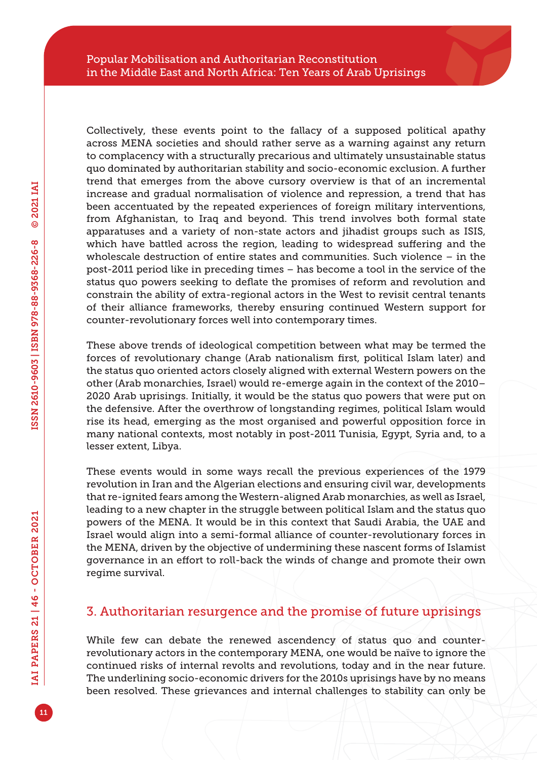Collectively, these events point to the fallacy of a supposed political apathy across MENA societies and should rather serve as a warning against any return to complacency with a structurally precarious and ultimately unsustainable status quo dominated by authoritarian stability and socio-economic exclusion. A further trend that emerges from the above cursory overview is that of an incremental increase and gradual normalisation of violence and repression, a trend that has been accentuated by the repeated experiences of foreign military interventions, from Afghanistan, to Iraq and beyond. This trend involves both formal state apparatuses and a variety of non-state actors and jihadist groups such as ISIS, which have battled across the region, leading to widespread suffering and the wholescale destruction of entire states and communities. Such violence – in the post-2011 period like in preceding times – has become a tool in the service of the status quo powers seeking to deflate the promises of reform and revolution and constrain the ability of extra-regional actors in the West to revisit central tenants of their alliance frameworks, thereby ensuring continued Western support for counter-revolutionary forces well into contemporary times.

These above trends of ideological competition between what may be termed the forces of revolutionary change (Arab nationalism first, political Islam later) and the status quo oriented actors closely aligned with external Western powers on the other (Arab monarchies, Israel) would re-emerge again in the context of the 2010–2020 Arab uprisings. Initially, it would be the status quo powers that were put on the defensive. After the overthrow of longstanding regimes, political Islam would rise its head, emerging as the most organised and powerful opposition force in many national contexts, most notably in post-2011 Tunisia, Egypt, Syria and, to a lesser extent, Libya.

These events would in some ways recall the previous experiences of the 1979 revolution in Iran and the Algerian elections and ensuring civil war, developments that re-ignited fears among the Western-aligned Arab monarchies, as well as Israel, leading to a new chapter in the struggle between political Islam and the status quo powers of the MENA. It would be in this context that Saudi Arabia, the UAE and Israel would align into a semi-formal alliance of counter-revolutionary forces in the MENA, driven by the objective of undermining these nascent forms of Islamist governance in an effort to roll-back the winds of change and promote their own regime survival.

## 3. Authoritarian resurgence and the promise of future uprisings

While few can debate the renewed ascendency of status quo and counter-revolutionary actors in the contemporary MENA, one would be naïve to ignore the continued risks of internal revolts and revolutions, today and in the near future. The underlining socio-economic drivers for the 2010s uprisings have by no means been resolved. These grievances and internal challenges to stability can only be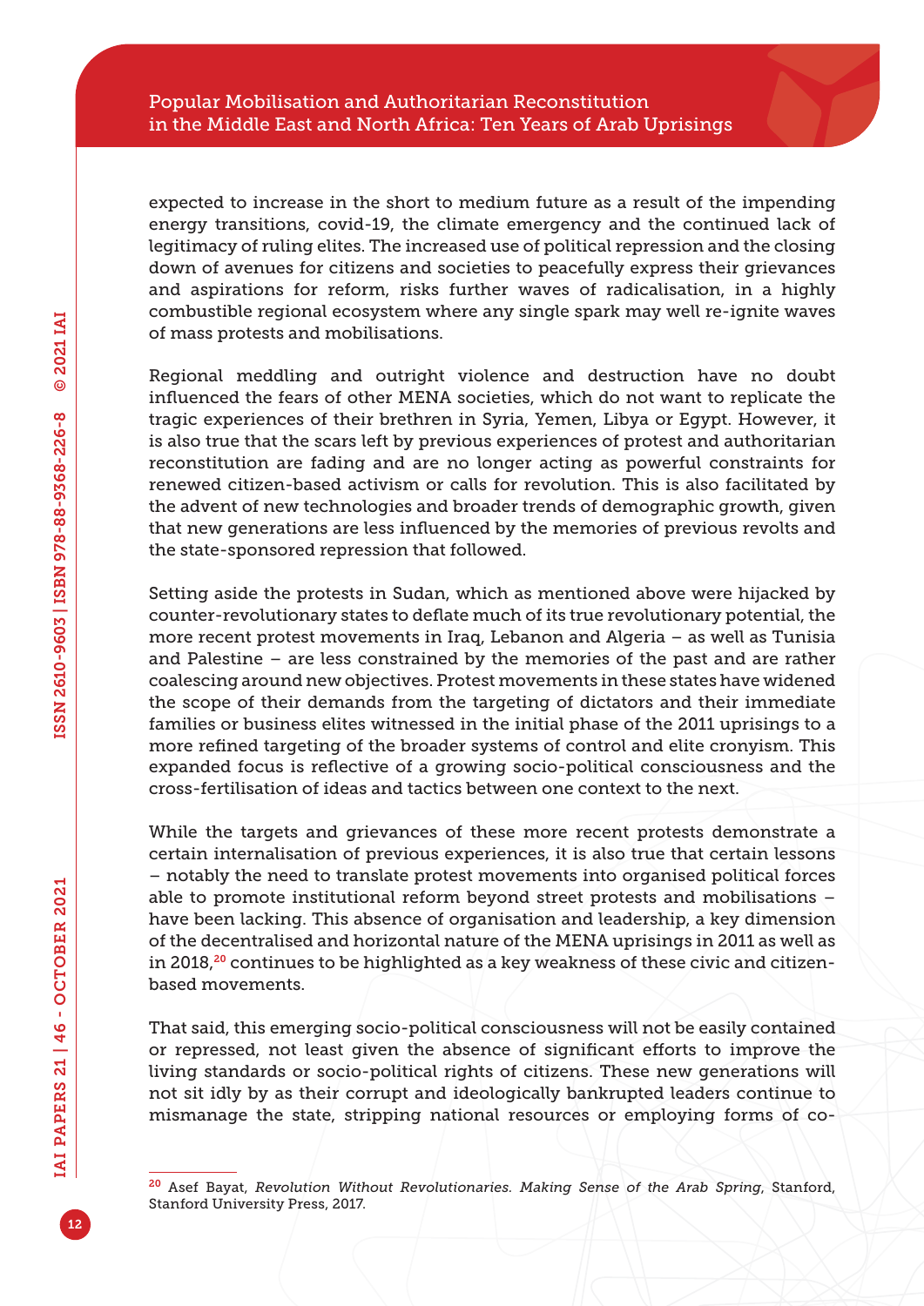expected to increase in the short to medium future as a result of the impending energy transitions, covid-19, the climate emergency and the continued lack of legitimacy of ruling elites. The increased use of political repression and the closing down of avenues for citizens and societies to peacefully express their grievances and aspirations for reform, risks further waves of radicalisation, in a highly combustible regional ecosystem where any single spark may well re-ignite waves of mass protests and mobilisations.

Regional meddling and outright violence and destruction have no doubt influenced the fears of other MENA societies, which do not want to replicate the tragic experiences of their brethren in Syria, Yemen, Libya or Egypt. However, it is also true that the scars left by previous experiences of protest and authoritarian reconstitution are fading and are no longer acting as powerful constraints for renewed citizen-based activism or calls for revolution. This is also facilitated by the advent of new technologies and broader trends of demographic growth, given that new generations are less influenced by the memories of previous revolts and the state-sponsored repression that followed.

Setting aside the protests in Sudan, which as mentioned above were hijacked by counter-revolutionary states to deflate much of its true revolutionary potential, the more recent protest movements in Iraq, Lebanon and Algeria – as well as Tunisia and Palestine – are less constrained by the memories of the past and are rather coalescing around new objectives. Protest movements in these states have widened the scope of their demands from the targeting of dictators and their immediate families or business elites witnessed in the initial phase of the 2011 uprisings to a more refined targeting of the broader systems of control and elite cronyism. This expanded focus is reflective of a growing socio-political consciousness and the cross-fertilisation of ideas and tactics between one context to the next.

While the targets and grievances of these more recent protests demonstrate a certain internalisation of previous experiences, it is also true that certain lessons – notably the need to translate protest movements into organised political forces able to promote institutional reform beyond street protests and mobilisations – have been lacking. This absence of organisation and leadership, a key dimension of the decentralised and horizontal nature of the MENA uprisings in 2011 as well as in 2018,[20] continues to be highlighted as a key weakness of these civic and citizen-based movements.

That said, this emerging socio-political consciousness will not be easily contained or repressed, not least given the absence of significant efforts to improve the living standards or socio-political rights of citizens. These new generations will not sit idly by as their corrupt and ideologically bankrupted leaders continue to mismanage the state, stripping national resources or employing forms of co-

---

[20] Asef Bayat, *Revolution Without Revolutionaries. Making Sense of the Arab Spring*, Stanford, Stanford University Press, 2017.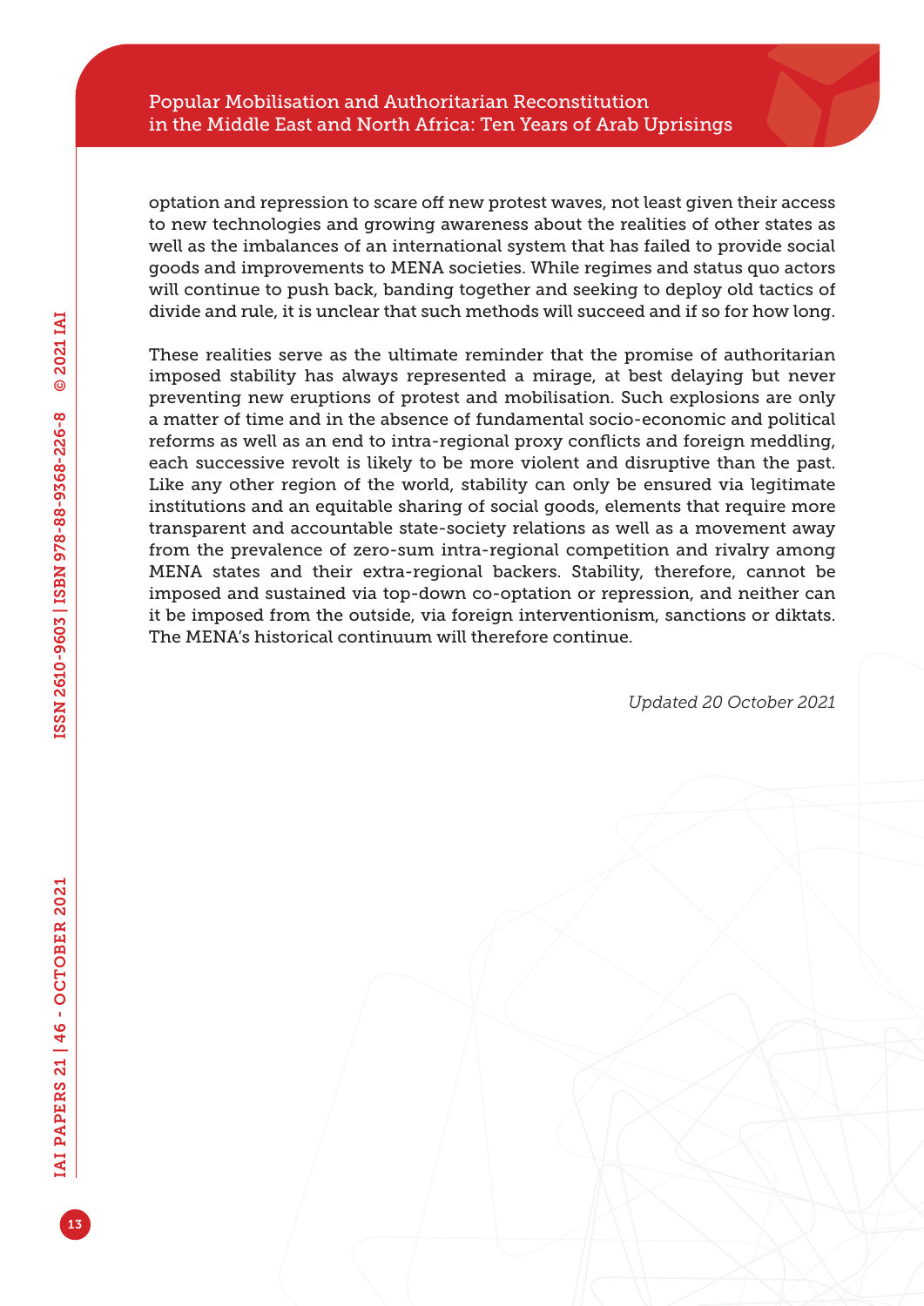optation and repression to scare off new protest waves, not least given their access to new technologies and growing awareness about the realities of other states as well as the imbalances of an international system that has failed to provide social goods and improvements to MENA societies. While regimes and status quo actors will continue to push back, banding together and seeking to deploy old tactics of divide and rule, it is unclear that such methods will succeed and if so for how long.

These realities serve as the ultimate reminder that the promise of authoritarian imposed stability has always represented a mirage, at best delaying but never preventing new eruptions of protest and mobilisation. Such explosions are only a matter of time and in the absence of fundamental socio-economic and political reforms as well as an end to intra-regional proxy conflicts and foreign meddling, each successive revolt is likely to be more violent and disruptive than the past. Like any other region of the world, stability can only be ensured via legitimate institutions and an equitable sharing of social goods, elements that require more transparent and accountable state-society relations as well as a movement away from the prevalence of zero-sum intra-regional competition and rivalry among MENA states and their extra-regional backers. Stability, therefore, cannot be imposed and sustained via top-down co-optation or repression, and neither can it be imposed from the outside, via foreign interventionism, sanctions or diktats. The MENA's historical continuum will therefore continue.

*Updated 20 October 2021*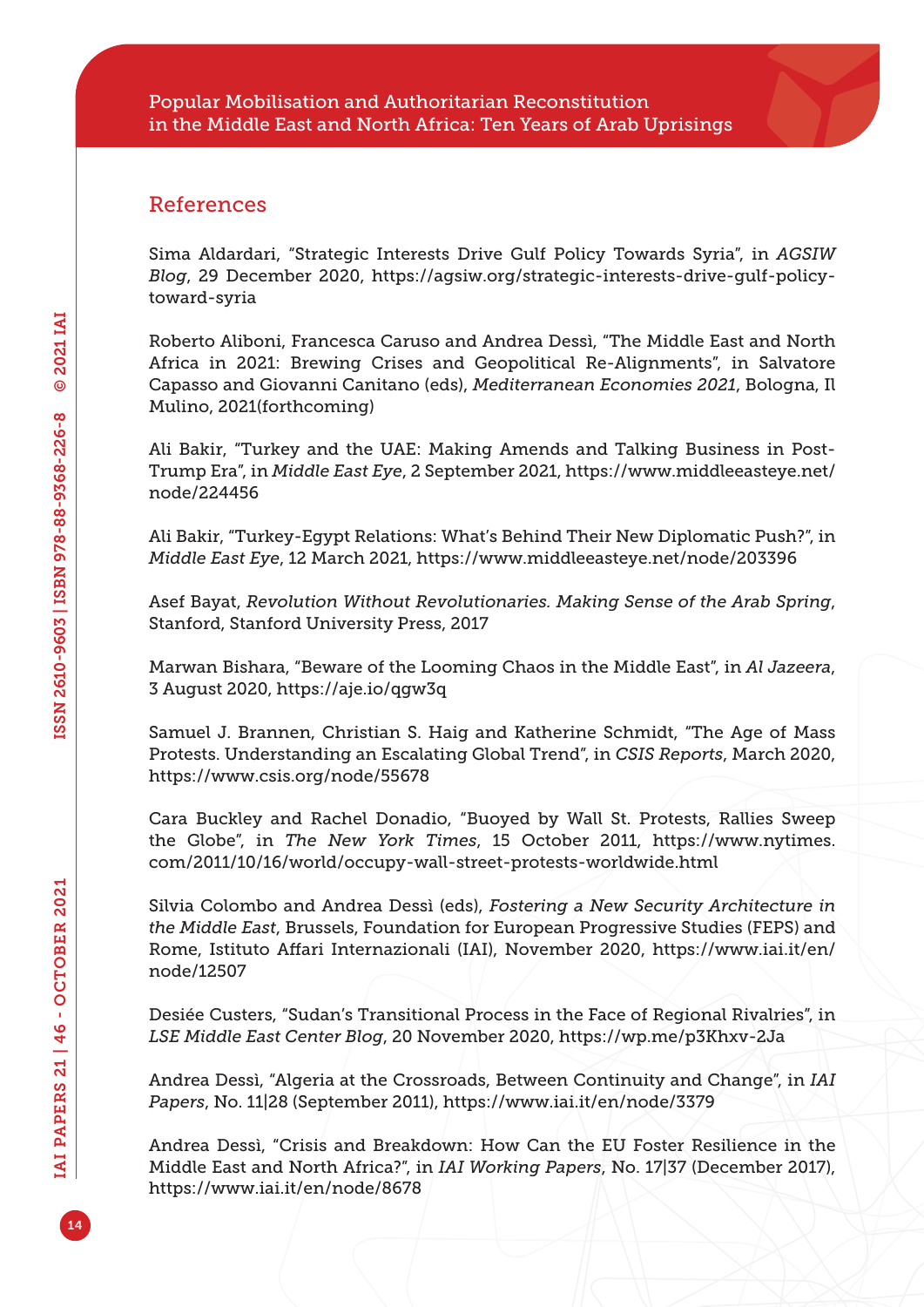## References

Sima Aldardari, "Strategic Interests Drive Gulf Policy Towards Syria", in *AGSIW Blog*, 29 December 2020, https://agsiw.org/strategic-interests-drive-gulf-policy-toward-syria

Roberto Aliboni, Francesca Caruso and Andrea Dessì, "The Middle East and North Africa in 2021: Brewing Crises and Geopolitical Re-Alignments", in Salvatore Capasso and Giovanni Canitano (eds), *Mediterranean Economies 2021*, Bologna, Il Mulino, 2021(forthcoming)

Ali Bakir, "Turkey and the UAE: Making Amends and Talking Business in Post-Trump Era", in *Middle East Eye*, 2 September 2021, https://www.middleeasteye.net/node/224456

Ali Bakir, "Turkey-Egypt Relations: What's Behind Their New Diplomatic Push?", in *Middle East Eye*, 12 March 2021, https://www.middleeasteye.net/node/203396

Asef Bayat, *Revolution Without Revolutionaries. Making Sense of the Arab Spring*, Stanford, Stanford University Press, 2017

Marwan Bishara, "Beware of the Looming Chaos in the Middle East", in *Al Jazeera*, 3 August 2020, https://aje.io/qgw3q

Samuel J. Brannen, Christian S. Haig and Katherine Schmidt, "The Age of Mass Protests. Understanding an Escalating Global Trend", in *CSIS Reports*, March 2020, https://www.csis.org/node/55678

Cara Buckley and Rachel Donadio, "Buoyed by Wall St. Protests, Rallies Sweep the Globe", in *The New York Times*, 15 October 2011, https://www.nytimes.com/2011/10/16/world/occupy-wall-street-protests-worldwide.html

Silvia Colombo and Andrea Dessì (eds), *Fostering a New Security Architecture in the Middle East*, Brussels, Foundation for European Progressive Studies (FEPS) and Rome, Istituto Affari Internazionali (IAI), November 2020, https://www.iai.it/en/node/12507

Desiée Custers, "Sudan's Transitional Process in the Face of Regional Rivalries", in *LSE Middle East Center Blog*, 20 November 2020, https://wp.me/p3Khxv-2Ja

Andrea Dessì, "Algeria at the Crossroads, Between Continuity and Change", in *IAI Papers*, No. 11|28 (September 2011), https://www.iai.it/en/node/3379

Andrea Dessì, "Crisis and Breakdown: How Can the EU Foster Resilience in the Middle East and North Africa?", in *IAI Working Papers*, No. 17|37 (December 2017), https://www.iai.it/en/node/8678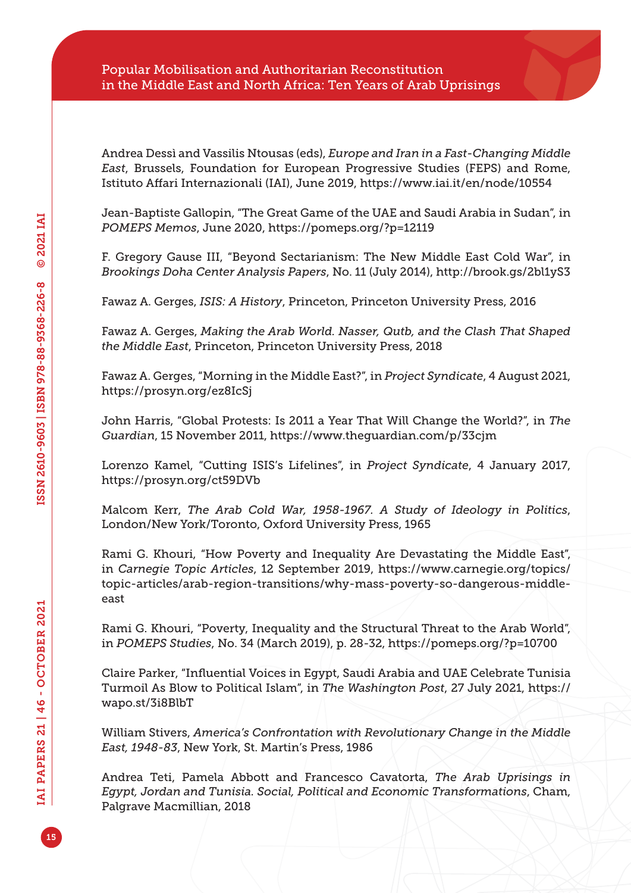Andrea Dessì and Vassilis Ntousas (eds), *Europe and Iran in a Fast-Changing Middle East*, Brussels, Foundation for European Progressive Studies (FEPS) and Rome, Istituto Affari Internazionali (IAI), June 2019, https://www.iai.it/en/node/10554

Jean-Baptiste Gallopin, "The Great Game of the UAE and Saudi Arabia in Sudan", in *POMEPS Memos*, June 2020, https://pomeps.org/?p=12119

F. Gregory Gause III, "Beyond Sectarianism: The New Middle East Cold War", in *Brookings Doha Center Analysis Papers*, No. 11 (July 2014), http://brook.gs/2bl1yS3

Fawaz A. Gerges, *ISIS: A History*, Princeton, Princeton University Press, 2016

Fawaz A. Gerges, *Making the Arab World. Nasser, Qutb, and the Clash That Shaped the Middle East*, Princeton, Princeton University Press, 2018

Fawaz A. Gerges, "Morning in the Middle East?", in *Project Syndicate*, 4 August 2021, https://prosyn.org/ez8IcSj

John Harris, "Global Protests: Is 2011 a Year That Will Change the World?", in *The Guardian*, 15 November 2011, https://www.theguardian.com/p/33cjm

Lorenzo Kamel, "Cutting ISIS's Lifelines", in *Project Syndicate*, 4 January 2017, https://prosyn.org/ct59DVb

Malcom Kerr, *The Arab Cold War, 1958-1967. A Study of Ideology in Politics*, London/New York/Toronto, Oxford University Press, 1965

Rami G. Khouri, "How Poverty and Inequality Are Devastating the Middle East", in *Carnegie Topic Articles*, 12 September 2019, https://www.carnegie.org/topics/topic-articles/arab-region-transitions/why-mass-poverty-so-dangerous-middle-east

Rami G. Khouri, "Poverty, Inequality and the Structural Threat to the Arab World", in *POMEPS Studies*, No. 34 (March 2019), p. 28-32, https://pomeps.org/?p=10700

Claire Parker, "Influential Voices in Egypt, Saudi Arabia and UAE Celebrate Tunisia Turmoil As Blow to Political Islam", in *The Washington Post*, 27 July 2021, https://wapo.st/3i8BlbT

William Stivers, *America's Confrontation with Revolutionary Change in the Middle East, 1948-83*, New York, St. Martin's Press, 1986

Andrea Teti, Pamela Abbott and Francesco Cavatorta, *The Arab Uprisings in Egypt, Jordan and Tunisia. Social, Political and Economic Transformations*, Cham, Palgrave Macmillian, 2018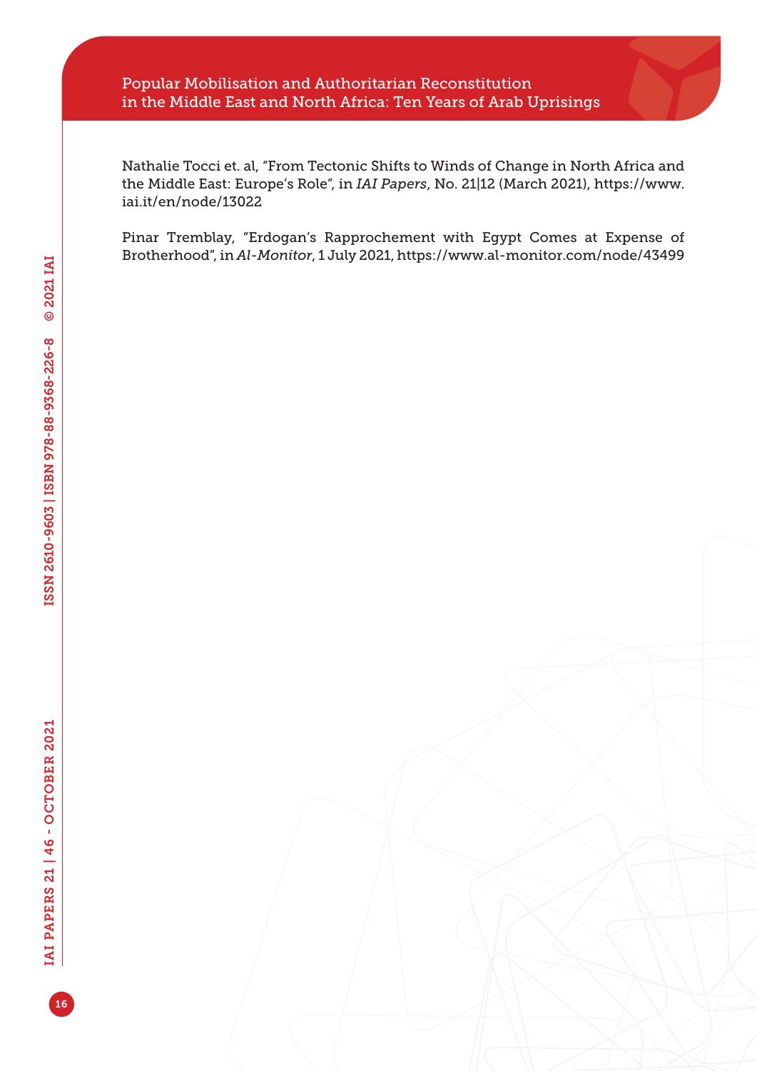Nathalie Tocci et. al, "From Tectonic Shifts to Winds of Change in North Africa and the Middle East: Europe's Role", in *IAI Papers*, No. 21|12 (March 2021), https://www.iai.it/en/node/13022

Pinar Tremblay, "Erdogan's Rapprochement with Egypt Comes at Expense of Brotherhood", in *Al-Monitor*, 1 July 2021, https://www.al-monitor.com/node/43499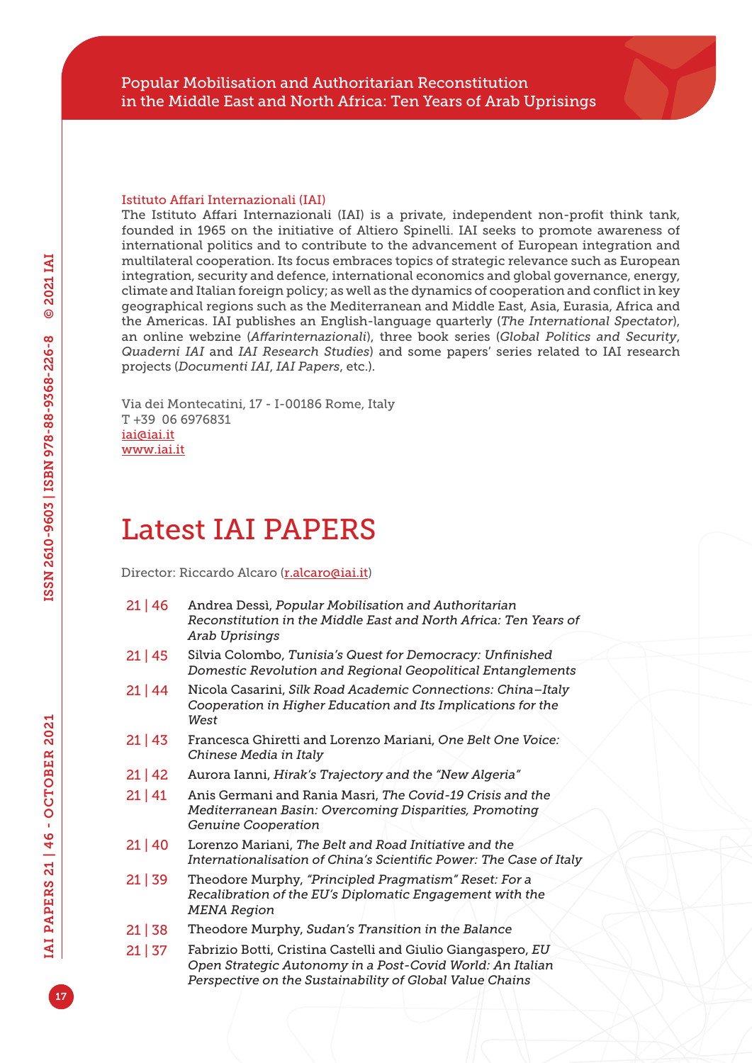Istituto Affari Internazionali (IAI)

The Istituto Affari Internazionali (IAI) is a private, independent non-profit think tank, founded in 1965 on the initiative of Altiero Spinelli. IAI seeks to promote awareness of international politics and to contribute to the advancement of European integration and multilateral cooperation. Its focus embraces topics of strategic relevance such as European integration, security and defence, international economics and global governance, energy, climate and Italian foreign policy; as well as the dynamics of cooperation and conflict in key geographical regions such as the Mediterranean and Middle East, Asia, Eurasia, Africa and the Americas. IAI publishes an English-language quarterly (*The International Spectator*), an online webzine (*Affarinternazionali*), three book series (*Global Politics and Security*, *Quaderni IAI* and *IAI Research Studies*) and some papers' series related to IAI research projects (*Documenti IAI*, *IAI Papers*, etc.).

Via dei Montecatini, 17 - I-00186 Rome, Italy
T +39 06 6976831
iai@iai.it
www.iai.it

# Latest IAI PAPERS

Director: Riccardo Alcaro (r.alcaro@iai.it)

| | |
|---|---|
| 21 \| 46 | Andrea Dessì, *Popular Mobilisation and Authoritarian Reconstitution in the Middle East and North Africa: Ten Years of Arab Uprisings* |
| 21 \| 45 | Silvia Colombo, *Tunisia's Quest for Democracy: Unfinished Domestic Revolution and Regional Geopolitical Entanglements* |
| 21 \| 44 | Nicola Casarini, *Silk Road Academic Connections: China–Italy Cooperation in Higher Education and Its Implications for the West* |
| 21 \| 43 | Francesca Ghiretti and Lorenzo Mariani, *One Belt One Voice: Chinese Media in Italy* |
| 21 \| 42 | Aurora Ianni, *Hirak's Trajectory and the "New Algeria"* |
| 21 \| 41 | Anis Germani and Rania Masri, *The Covid-19 Crisis and the Mediterranean Basin: Overcoming Disparities, Promoting Genuine Cooperation* |
| 21 \| 40 | Lorenzo Mariani, *The Belt and Road Initiative and the Internationalisation of China's Scientific Power: The Case of Italy* |
| 21 \| 39 | Theodore Murphy, *"Principled Pragmatism" Reset: For a Recalibration of the EU's Diplomatic Engagement with the MENA Region* |
| 21 \| 38 | Theodore Murphy, *Sudan's Transition in the Balance* |
| 21 \| 37 | Fabrizio Botti, Cristina Castelli and Giulio Giangaspero, *EU Open Strategic Autonomy in a Post-Covid World: An Italian Perspective on the Sustainability of Global Value Chains* |